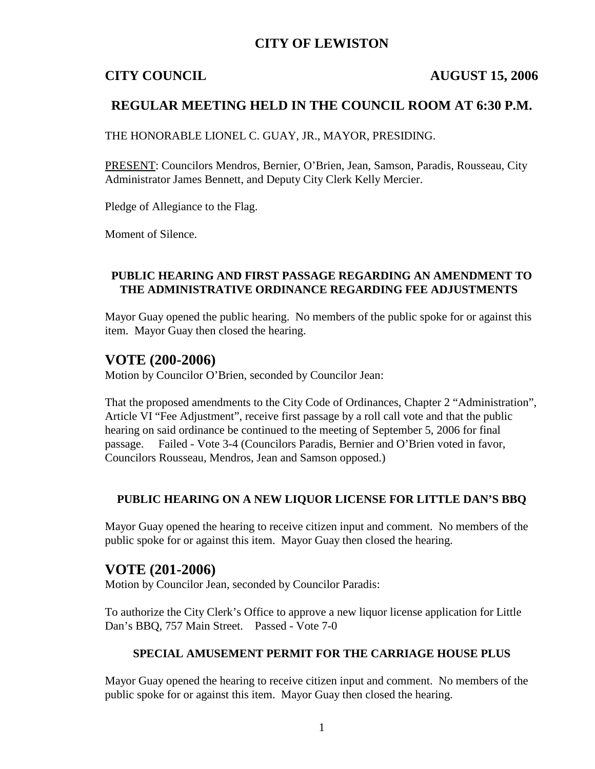# CITY OF LEWISTON

**CITY COUNCIL** **AUGUST 15, 2006**

## REGULAR MEETING HELD IN THE COUNCIL ROOM AT 6:30 P.M.

THE HONORABLE LIONEL C. GUAY, JR., MAYOR, PRESIDING.

PRESENT: Councilors Mendros, Bernier, O'Brien, Jean, Samson, Paradis, Rousseau, City Administrator James Bennett, and Deputy City Clerk Kelly Mercier.

Pledge of Allegiance to the Flag.

Moment of Silence.

### PUBLIC HEARING AND FIRST PASSAGE REGARDING AN AMENDMENT TO THE ADMINISTRATIVE ORDINANCE REGARDING FEE ADJUSTMENTS

Mayor Guay opened the public hearing. No members of the public spoke for or against this item. Mayor Guay then closed the hearing.

## VOTE (200-2006)

Motion by Councilor O'Brien, seconded by Councilor Jean:

That the proposed amendments to the City Code of Ordinances, Chapter 2 "Administration", Article VI "Fee Adjustment", receive first passage by a roll call vote and that the public hearing on said ordinance be continued to the meeting of September 5, 2006 for final passage. Failed - Vote 3-4 (Councilors Paradis, Bernier and O'Brien voted in favor, Councilors Rousseau, Mendros, Jean and Samson opposed.)

### PUBLIC HEARING ON A NEW LIQUOR LICENSE FOR LITTLE DAN'S BBQ

Mayor Guay opened the hearing to receive citizen input and comment. No members of the public spoke for or against this item. Mayor Guay then closed the hearing.

## VOTE (201-2006)

Motion by Councilor Jean, seconded by Councilor Paradis:

To authorize the City Clerk's Office to approve a new liquor license application for Little Dan's BBQ, 757 Main Street. Passed - Vote 7-0

### SPECIAL AMUSEMENT PERMIT FOR THE CARRIAGE HOUSE PLUS

Mayor Guay opened the hearing to receive citizen input and comment. No members of the public spoke for or against this item. Mayor Guay then closed the hearing.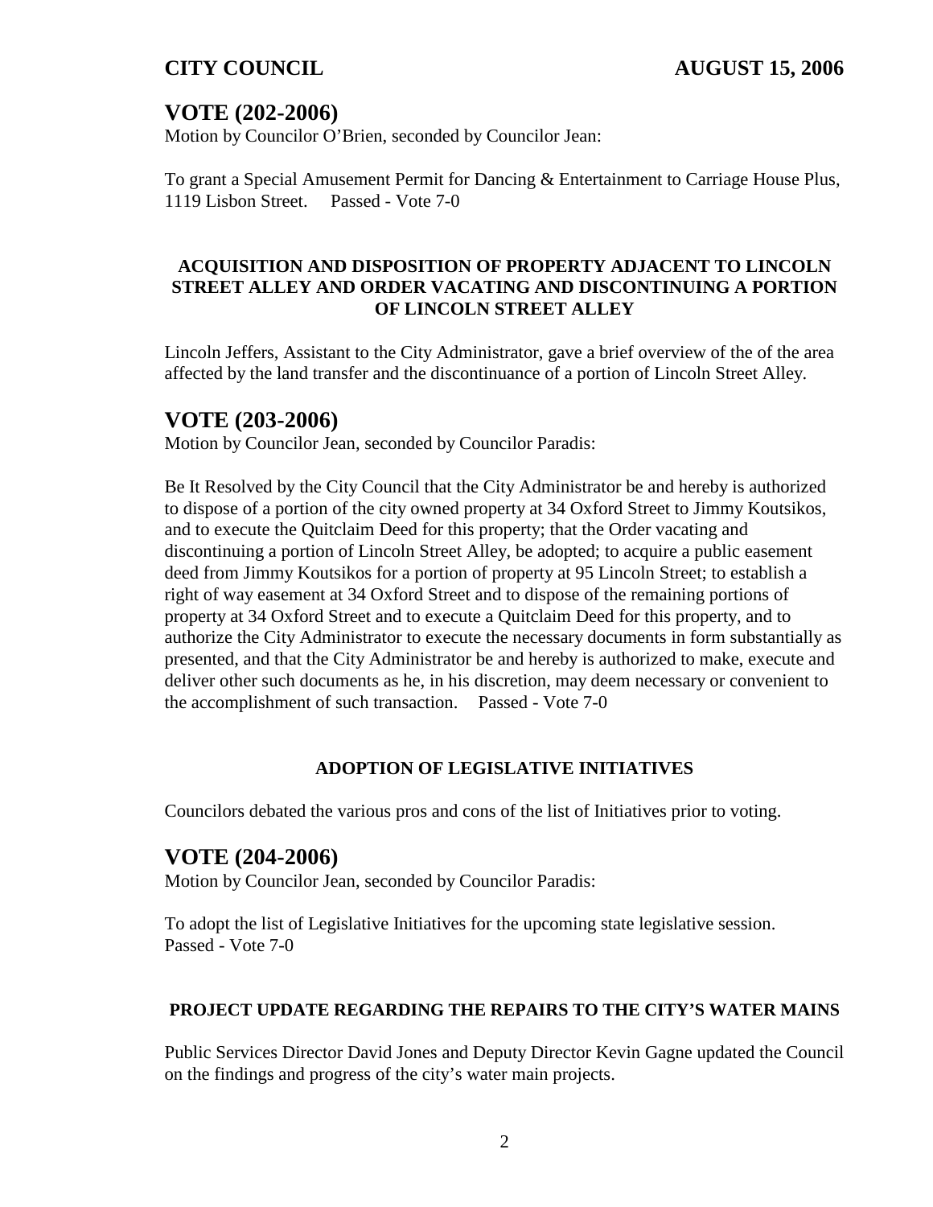## VOTE (202-2006)

Motion by Councilor O'Brien, seconded by Councilor Jean:

To grant a Special Amusement Permit for Dancing & Entertainment to Carriage House Plus, 1119 Lisbon Street. Passed - Vote 7-0

**ACQUISITION AND DISPOSITION OF PROPERTY ADJACENT TO LINCOLN STREET ALLEY AND ORDER VACATING AND DISCONTINUING A PORTION OF LINCOLN STREET ALLEY**

Lincoln Jeffers, Assistant to the City Administrator, gave a brief overview of the of the area affected by the land transfer and the discontinuance of a portion of Lincoln Street Alley.

## VOTE (203-2006)

Motion by Councilor Jean, seconded by Councilor Paradis:

Be It Resolved by the City Council that the City Administrator be and hereby is authorized to dispose of a portion of the city owned property at 34 Oxford Street to Jimmy Koutsikos, and to execute the Quitclaim Deed for this property; that the Order vacating and discontinuing a portion of Lincoln Street Alley, be adopted; to acquire a public easement deed from Jimmy Koutsikos for a portion of property at 95 Lincoln Street; to establish a right of way easement at 34 Oxford Street and to dispose of the remaining portions of property at 34 Oxford Street and to execute a Quitclaim Deed for this property, and to authorize the City Administrator to execute the necessary documents in form substantially as presented, and that the City Administrator be and hereby is authorized to make, execute and deliver other such documents as he, in his discretion, may deem necessary or convenient to the accomplishment of such transaction. Passed - Vote 7-0

**ADOPTION OF LEGISLATIVE INITIATIVES**

Councilors debated the various pros and cons of the list of Initiatives prior to voting.

## VOTE (204-2006)

Motion by Councilor Jean, seconded by Councilor Paradis:

To adopt the list of Legislative Initiatives for the upcoming state legislative session.
Passed - Vote 7-0

**PROJECT UPDATE REGARDING THE REPAIRS TO THE CITY'S WATER MAINS**

Public Services Director David Jones and Deputy Director Kevin Gagne updated the Council on the findings and progress of the city's water main projects.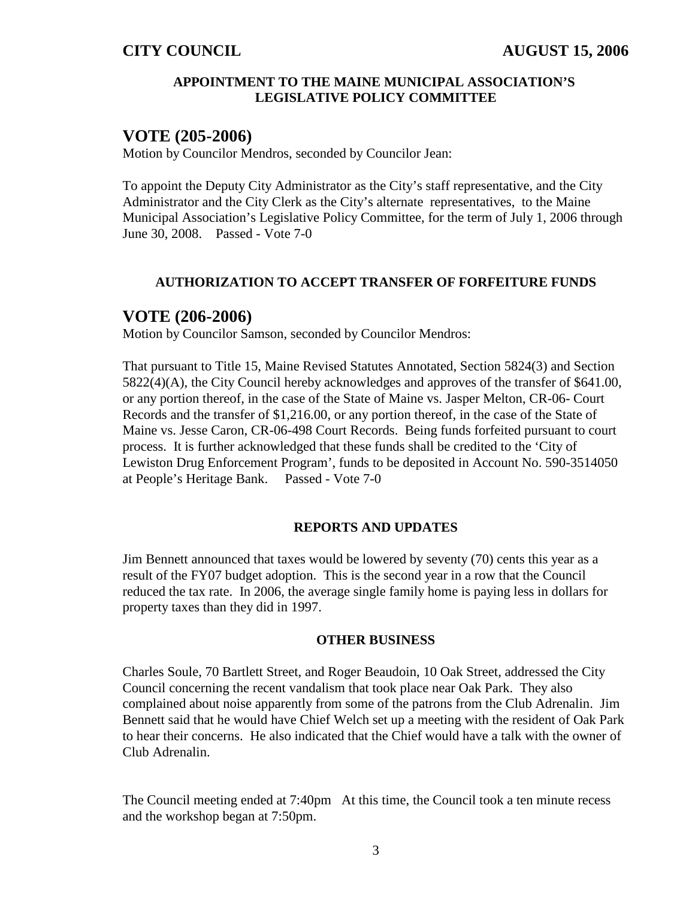**APPOINTMENT TO THE MAINE MUNICIPAL ASSOCIATION'S LEGISLATIVE POLICY COMMITTEE**

## VOTE (205-2006)

Motion by Councilor Mendros, seconded by Councilor Jean:

To appoint the Deputy City Administrator as the City's staff representative, and the City Administrator and the City Clerk as the City's alternate representatives, to the Maine Municipal Association's Legislative Policy Committee, for the term of July 1, 2006 through June 30, 2008. Passed - Vote 7-0

**AUTHORIZATION TO ACCEPT TRANSFER OF FORFEITURE FUNDS**

## VOTE (206-2006)

Motion by Councilor Samson, seconded by Councilor Mendros:

That pursuant to Title 15, Maine Revised Statutes Annotated, Section 5824(3) and Section 5822(4)(A), the City Council hereby acknowledges and approves of the transfer of $641.00, or any portion thereof, in the case of the State of Maine vs. Jasper Melton, CR-06- Court Records and the transfer of $1,216.00, or any portion thereof, in the case of the State of Maine vs. Jesse Caron, CR-06-498 Court Records. Being funds forfeited pursuant to court process. It is further acknowledged that these funds shall be credited to the 'City of Lewiston Drug Enforcement Program', funds to be deposited in Account No. 590-3514050 at People's Heritage Bank. Passed - Vote 7-0

**REPORTS AND UPDATES**

Jim Bennett announced that taxes would be lowered by seventy (70) cents this year as a result of the FY07 budget adoption. This is the second year in a row that the Council reduced the tax rate. In 2006, the average single family home is paying less in dollars for property taxes than they did in 1997.

**OTHER BUSINESS**

Charles Soule, 70 Bartlett Street, and Roger Beaudoin, 10 Oak Street, addressed the City Council concerning the recent vandalism that took place near Oak Park. They also complained about noise apparently from some of the patrons from the Club Adrenalin. Jim Bennett said that he would have Chief Welch set up a meeting with the resident of Oak Park to hear their concerns. He also indicated that the Chief would have a talk with the owner of Club Adrenalin.

The Council meeting ended at 7:40pm At this time, the Council took a ten minute recess and the workshop began at 7:50pm.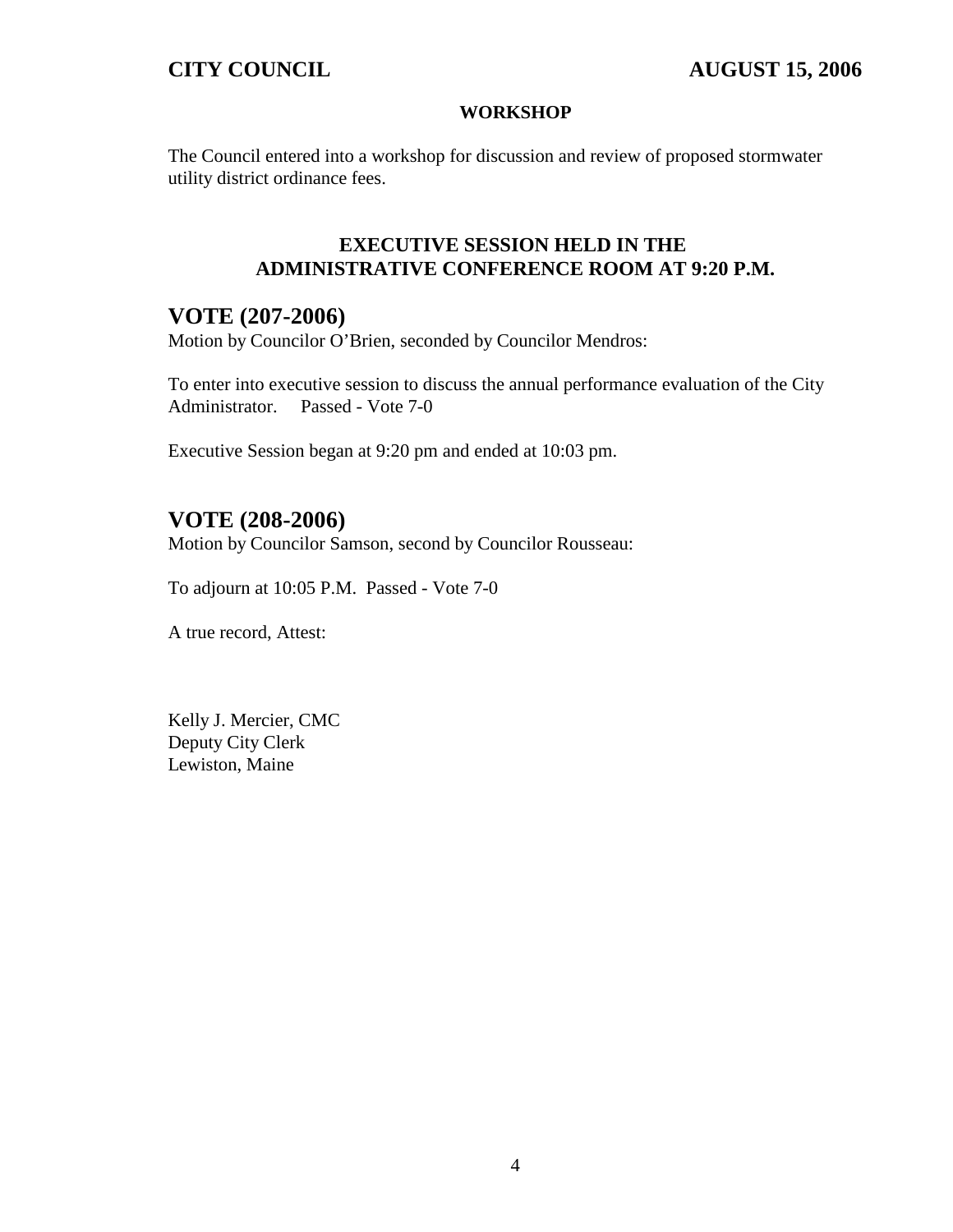### WORKSHOP

The Council entered into a workshop for discussion and review of proposed stormwater utility district ordinance fees.

### EXECUTIVE SESSION HELD IN THE ADMINISTRATIVE CONFERENCE ROOM AT 9:20 P.M.

## VOTE (207-2006)

Motion by Councilor O'Brien, seconded by Councilor Mendros:

To enter into executive session to discuss the annual performance evaluation of the City Administrator. Passed - Vote 7-0

Executive Session began at 9:20 pm and ended at 10:03 pm.

## VOTE (208-2006)

Motion by Councilor Samson, second by Councilor Rousseau:

To adjourn at 10:05 P.M. Passed - Vote 7-0

A true record, Attest:

Kelly J. Mercier, CMC
Deputy City Clerk
Lewiston, Maine